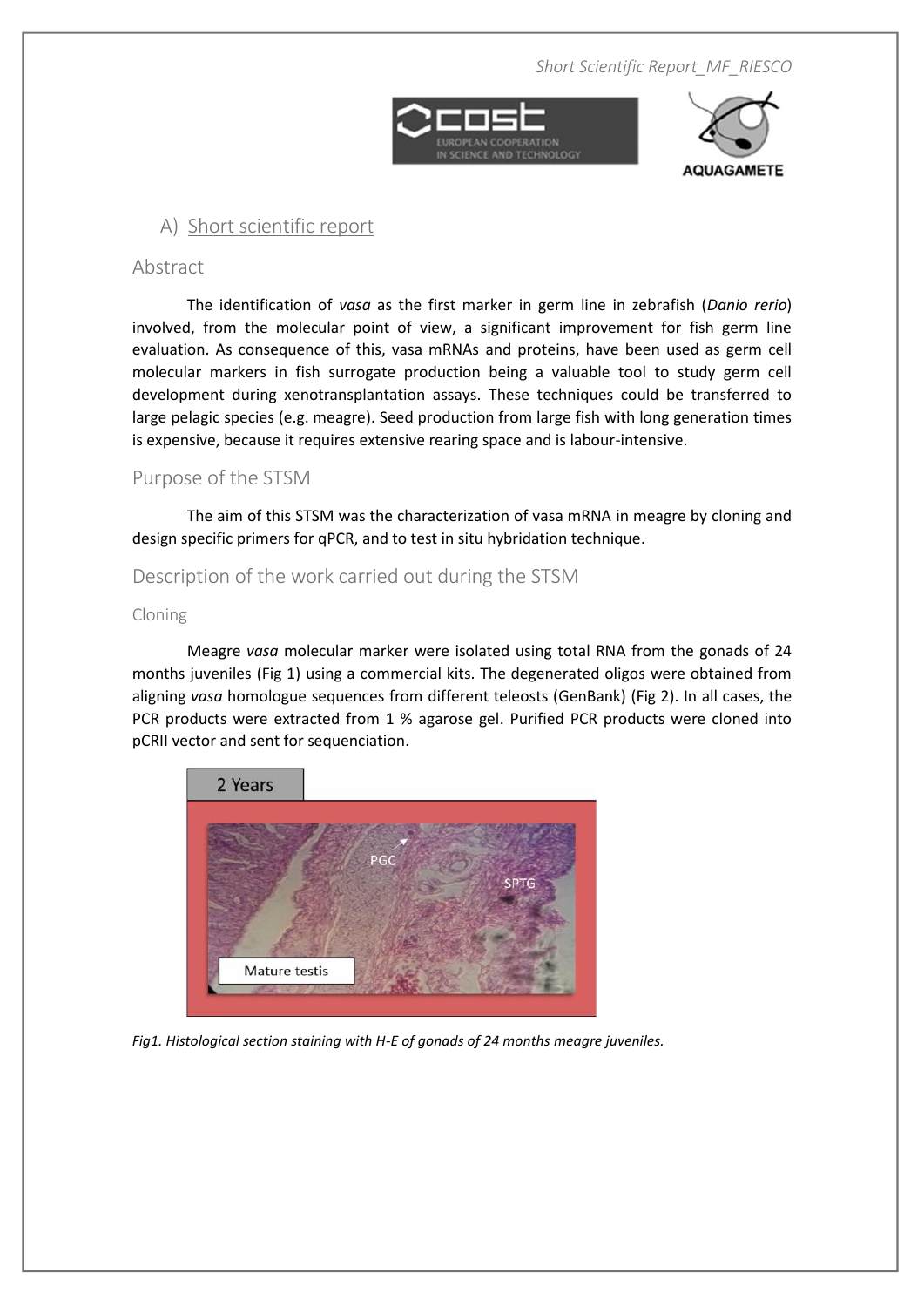## A) Short scientific report

### Abstract

The identification of *vasa* as the first marker in germ line in zebrafish (*Danio rerio*) involved, from the molecular point of view, a significant improvement for fish germ line evaluation. As consequence of this, vasa mRNAs and proteins, have been used as germ cell molecular markers in fish surrogate production being a valuable tool to study germ cell development during xenotransplantation assays. These techniques could be transferred to large pelagic species (e.g. meagre). Seed production from large fish with long generation times is expensive, because it requires extensive rearing space and is labour-intensive.

### Purpose of the STSM

The aim of this STSM was the characterization of vasa mRNA in meagre by cloning and design specific primers for qPCR, and to test in situ hybridation technique.

### Description of the work carried out during the STSM

#### Cloning

Meagre *vasa* molecular marker were isolated using total RNA from the gonads of 24 months juveniles (Fig 1) using a commercial kits. The degenerated oligos were obtained from aligning *vasa* homologue sequences from different teleosts (GenBank) (Fig 2). In all cases, the PCR products were extracted from 1 % agarose gel. Purified PCR products were cloned into pCRII vector and sent for sequenciation.

*Fig1. Histological section staining with H-E of gonads of 24 months meagre juveniles.*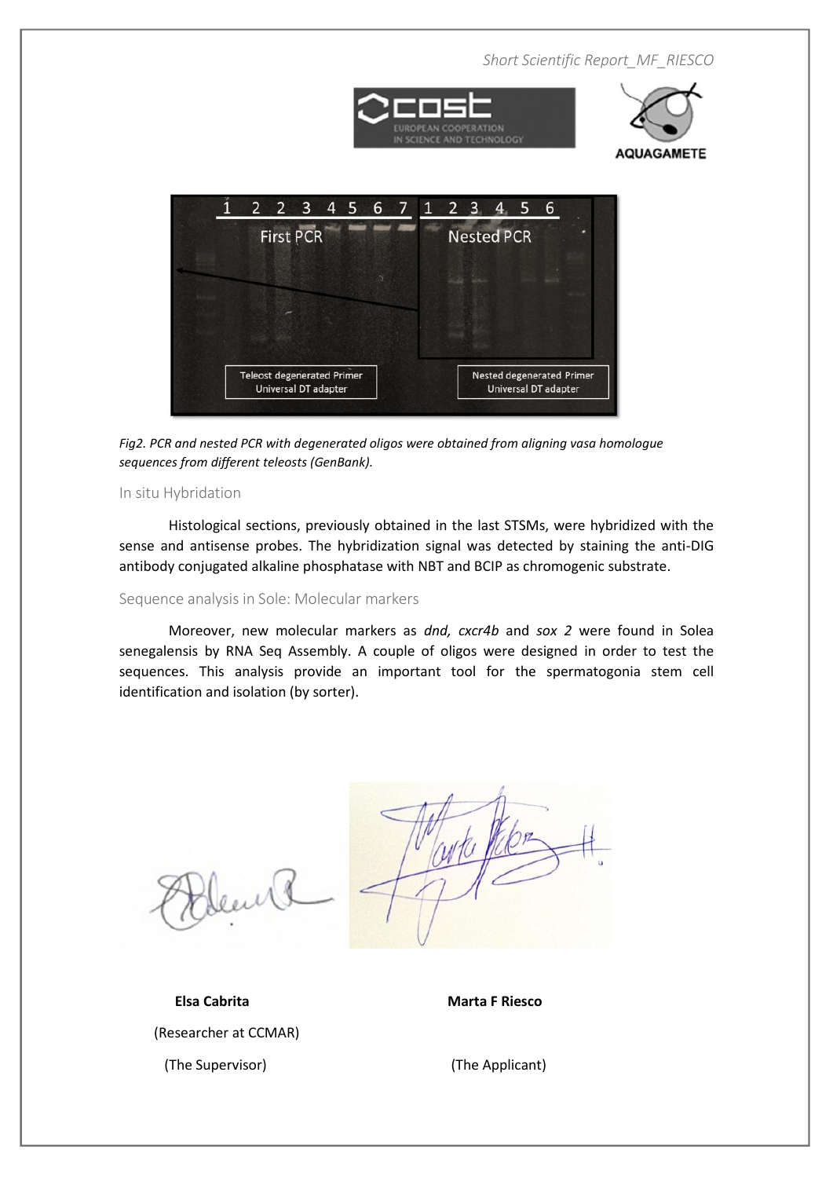1 2 2 3 4 5 6 7 1 2 3 4 5 6

First PCR

Nested PCR

Teleost degenerated Primer
Universal DT adapter

Nested degenerated Primer
Universal DT adapter

*Fig2. PCR and nested PCR with degenerated oligos were obtained from aligning vasa homologue sequences from different teleosts (GenBank).*

### In situ Hybridation

Histological sections, previously obtained in the last STSMs, were hybridized with the sense and antisense probes. The hybridization signal was detected by staining the anti-DIG antibody conjugated alkaline phosphatase with NBT and BCIP as chromogenic substrate.

### Sequence analysis in Sole: Molecular markers

Moreover, new molecular markers as *dnd, cxcr4b* and *sox 2* were found in Solea senegalensis by RNA Seq Assembly. A couple of oligos were designed in order to test the sequences. This analysis provide an important tool for the spermatogonia stem cell identification and isolation (by sorter).

| | |
|---|---|
| **Elsa Cabrita** | **Marta F Riesco** |
| (Researcher at CCMAR) | |
| (The Supervisor) | (The Applicant) |